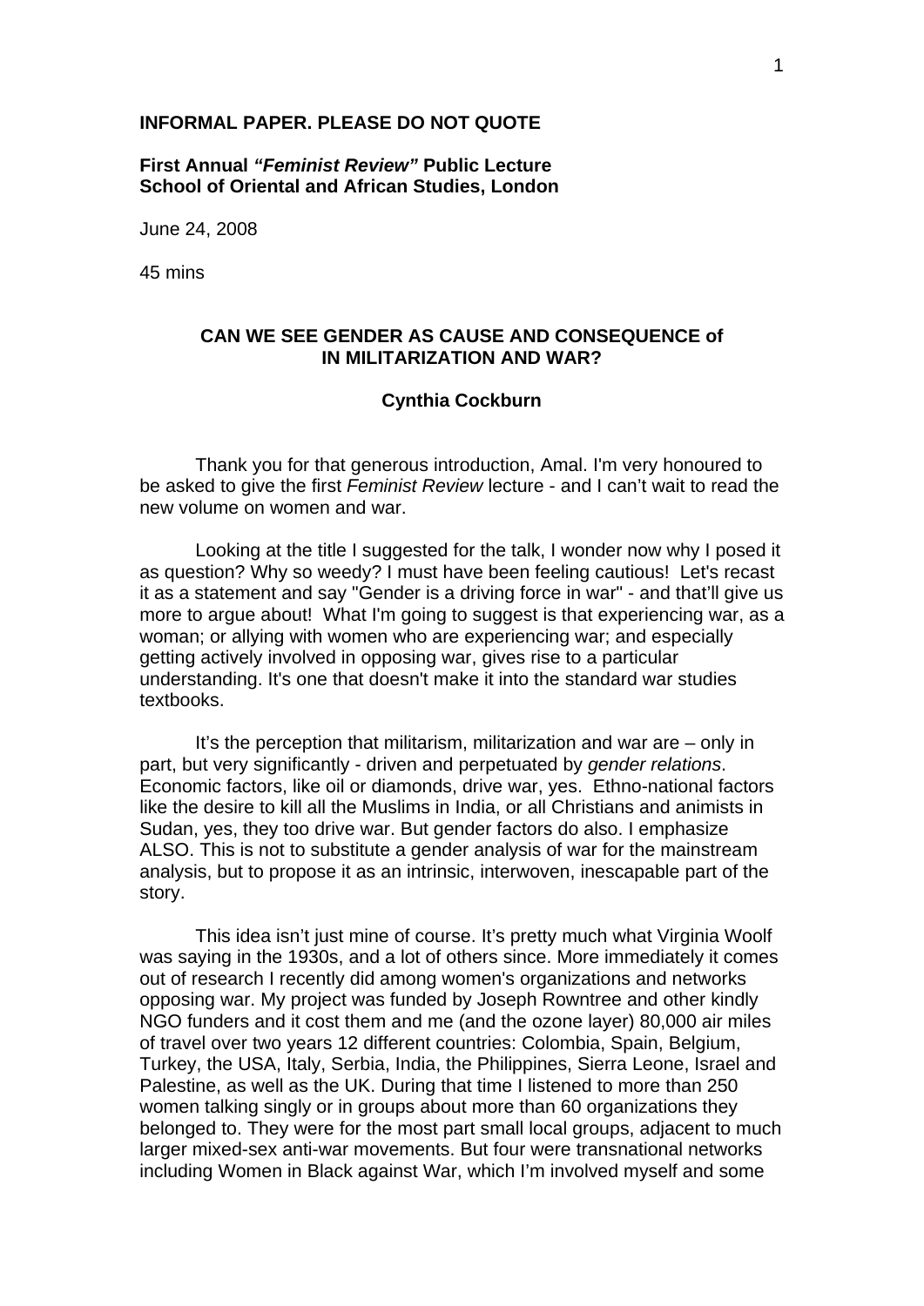**INFORMAL PAPER. PLEASE DO NOT QUOTE**

**First Annual *"Feminist Review"* Public Lecture**
**School of Oriental and African Studies, London**

June 24, 2008

45 mins

## CAN WE SEE GENDER AS CAUSE AND CONSEQUENCE of IN MILITARIZATION AND WAR?

**Cynthia Cockburn**

Thank you for that generous introduction, Amal. I'm very honoured to be asked to give the first *Feminist Review* lecture - and I can't wait to read the new volume on women and war.

Looking at the title I suggested for the talk, I wonder now why I posed it as question? Why so weedy? I must have been feeling cautious! Let's recast it as a statement and say "Gender is a driving force in war" - and that'll give us more to argue about! What I'm going to suggest is that experiencing war, as a woman; or allying with women who are experiencing war; and especially getting actively involved in opposing war, gives rise to a particular understanding. It's one that doesn't make it into the standard war studies textbooks.

It's the perception that militarism, militarization and war are – only in part, but very significantly - driven and perpetuated by *gender relations*. Economic factors, like oil or diamonds, drive war, yes. Ethno-national factors like the desire to kill all the Muslims in India, or all Christians and animists in Sudan, yes, they too drive war. But gender factors do also. I emphasize ALSO. This is not to substitute a gender analysis of war for the mainstream analysis, but to propose it as an intrinsic, interwoven, inescapable part of the story.

This idea isn't just mine of course. It's pretty much what Virginia Woolf was saying in the 1930s, and a lot of others since. More immediately it comes out of research I recently did among women's organizations and networks opposing war. My project was funded by Joseph Rowntree and other kindly NGO funders and it cost them and me (and the ozone layer) 80,000 air miles of travel over two years 12 different countries: Colombia, Spain, Belgium, Turkey, the USA, Italy, Serbia, India, the Philippines, Sierra Leone, Israel and Palestine, as well as the UK. During that time I listened to more than 250 women talking singly or in groups about more than 60 organizations they belonged to. They were for the most part small local groups, adjacent to much larger mixed-sex anti-war movements. But four were transnational networks including Women in Black against War, which I'm involved myself and some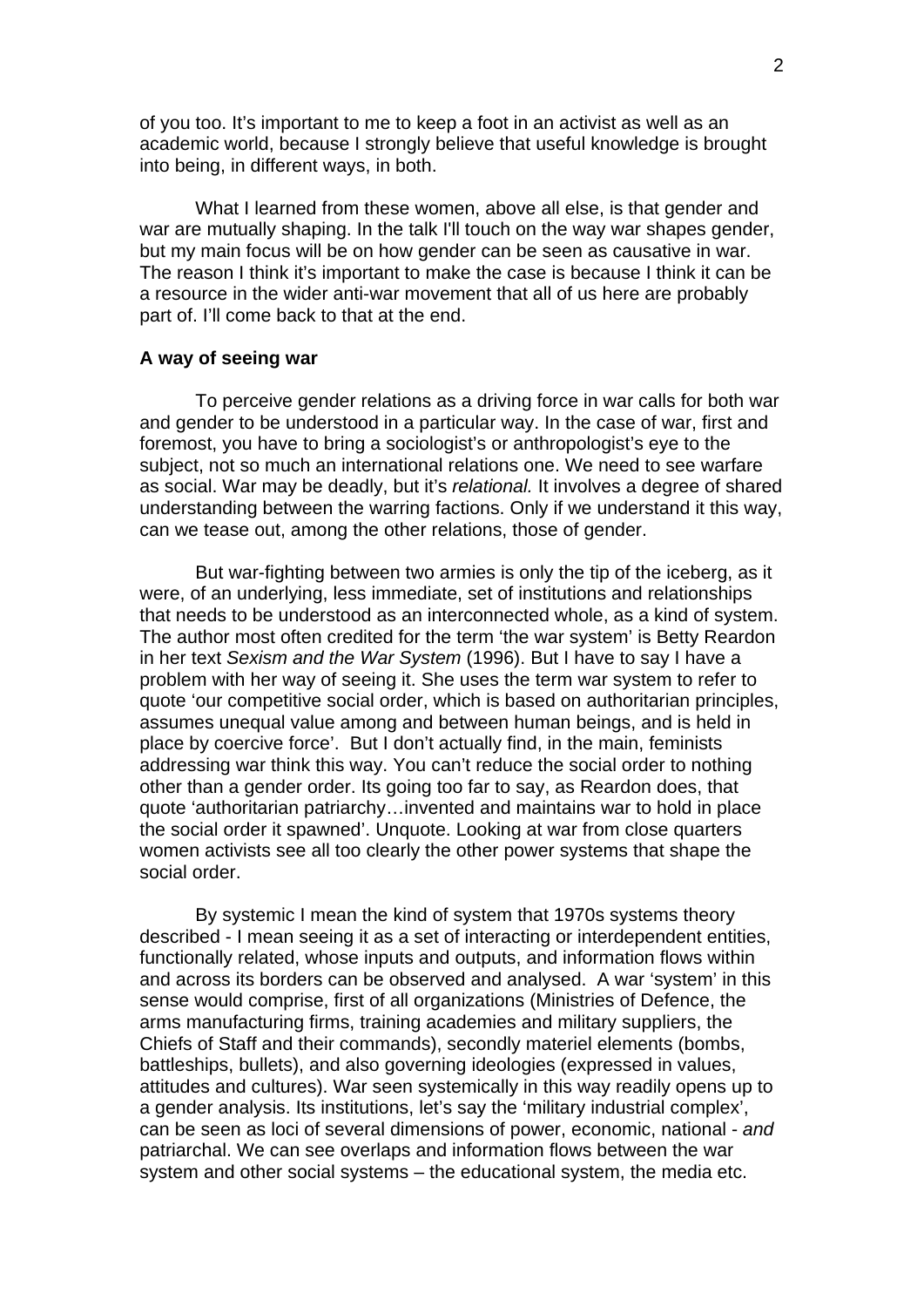of you too. It's important to me to keep a foot in an activist as well as an academic world, because I strongly believe that useful knowledge is brought into being, in different ways, in both.

What I learned from these women, above all else, is that gender and war are mutually shaping. In the talk I'll touch on the way war shapes gender, but my main focus will be on how gender can be seen as causative in war. The reason I think it's important to make the case is because I think it can be a resource in the wider anti-war movement that all of us here are probably part of. I'll come back to that at the end.

**A way of seeing war**

To perceive gender relations as a driving force in war calls for both war and gender to be understood in a particular way. In the case of war, first and foremost, you have to bring a sociologist's or anthropologist's eye to the subject, not so much an international relations one. We need to see warfare as social. War may be deadly, but it's *relational.* It involves a degree of shared understanding between the warring factions. Only if we understand it this way, can we tease out, among the other relations, those of gender.

But war-fighting between two armies is only the tip of the iceberg, as it were, of an underlying, less immediate, set of institutions and relationships that needs to be understood as an interconnected whole, as a kind of system. The author most often credited for the term 'the war system' is Betty Reardon in her text *Sexism and the War System* (1996). But I have to say I have a problem with her way of seeing it. She uses the term war system to refer to quote 'our competitive social order, which is based on authoritarian principles, assumes unequal value among and between human beings, and is held in place by coercive force'. But I don't actually find, in the main, feminists addressing war think this way. You can't reduce the social order to nothing other than a gender order. Its going too far to say, as Reardon does, that quote 'authoritarian patriarchy…invented and maintains war to hold in place the social order it spawned'. Unquote. Looking at war from close quarters women activists see all too clearly the other power systems that shape the social order.

By systemic I mean the kind of system that 1970s systems theory described - I mean seeing it as a set of interacting or interdependent entities, functionally related, whose inputs and outputs, and information flows within and across its borders can be observed and analysed. A war 'system' in this sense would comprise, first of all organizations (Ministries of Defence, the arms manufacturing firms, training academies and military suppliers, the Chiefs of Staff and their commands), secondly materiel elements (bombs, battleships, bullets), and also governing ideologies (expressed in values, attitudes and cultures). War seen systemically in this way readily opens up to a gender analysis. Its institutions, let's say the 'military industrial complex', can be seen as loci of several dimensions of power, economic, national - *and* patriarchal. We can see overlaps and information flows between the war system and other social systems – the educational system, the media etc.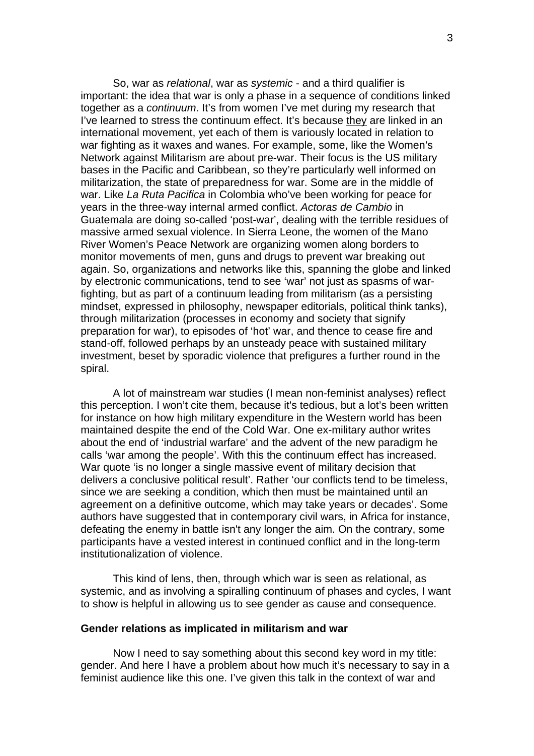So, war as *relational*, war as *systemic* - and a third qualifier is important: the idea that war is only a phase in a sequence of conditions linked together as a *continuum*. It's from women I've met during my research that I've learned to stress the continuum effect. It's because <u>they</u> are linked in an international movement, yet each of them is variously located in relation to war fighting as it waxes and wanes. For example, some, like the Women's Network against Militarism are about pre-war. Their focus is the US military bases in the Pacific and Caribbean, so they're particularly well informed on militarization, the state of preparedness for war. Some are in the middle of war. Like *La Ruta Pacifica* in Colombia who've been working for peace for years in the three-way internal armed conflict. *Actoras de Cambio* in Guatemala are doing so-called 'post-war', dealing with the terrible residues of massive armed sexual violence. In Sierra Leone, the women of the Mano River Women's Peace Network are organizing women along borders to monitor movements of men, guns and drugs to prevent war breaking out again. So, organizations and networks like this, spanning the globe and linked by electronic communications, tend to see 'war' not just as spasms of war-fighting, but as part of a continuum leading from militarism (as a persisting mindset, expressed in philosophy, newspaper editorials, political think tanks), through militarization (processes in economy and society that signify preparation for war), to episodes of 'hot' war, and thence to cease fire and stand-off, followed perhaps by an unsteady peace with sustained military investment, beset by sporadic violence that prefigures a further round in the spiral.

A lot of mainstream war studies (I mean non-feminist analyses) reflect this perception. I won't cite them, because it's tedious, but a lot's been written for instance on how high military expenditure in the Western world has been maintained despite the end of the Cold War. One ex-military author writes about the end of 'industrial warfare' and the advent of the new paradigm he calls 'war among the people'. With this the continuum effect has increased. War quote 'is no longer a single massive event of military decision that delivers a conclusive political result'. Rather 'our conflicts tend to be timeless, since we are seeking a condition, which then must be maintained until an agreement on a definitive outcome, which may take years or decades'. Some authors have suggested that in contemporary civil wars, in Africa for instance, defeating the enemy in battle isn't any longer the aim. On the contrary, some participants have a vested interest in continued conflict and in the long-term institutionalization of violence.

This kind of lens, then, through which war is seen as relational, as systemic, and as involving a spiralling continuum of phases and cycles, I want to show is helpful in allowing us to see gender as cause and consequence.

**Gender relations as implicated in militarism and war**

Now I need to say something about this second key word in my title: gender. And here I have a problem about how much it's necessary to say in a feminist audience like this one. I've given this talk in the context of war and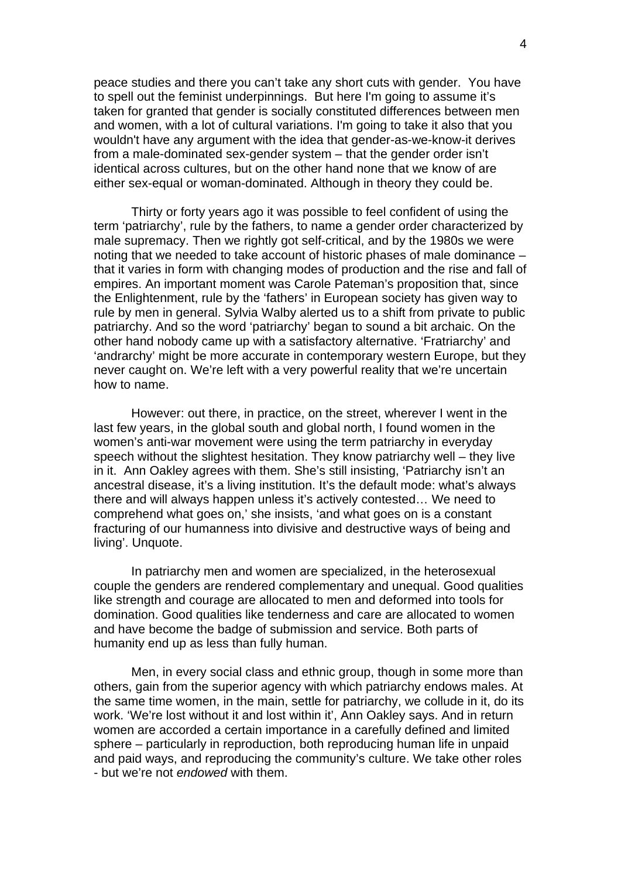peace studies and there you can't take any short cuts with gender. You have to spell out the feminist underpinnings. But here I'm going to assume it's taken for granted that gender is socially constituted differences between men and women, with a lot of cultural variations. I'm going to take it also that you wouldn't have any argument with the idea that gender-as-we-know-it derives from a male-dominated sex-gender system – that the gender order isn't identical across cultures, but on the other hand none that we know of are either sex-equal or woman-dominated. Although in theory they could be.

Thirty or forty years ago it was possible to feel confident of using the term 'patriarchy', rule by the fathers, to name a gender order characterized by male supremacy. Then we rightly got self-critical, and by the 1980s we were noting that we needed to take account of historic phases of male dominance – that it varies in form with changing modes of production and the rise and fall of empires. An important moment was Carole Pateman's proposition that, since the Enlightenment, rule by the 'fathers' in European society has given way to rule by men in general. Sylvia Walby alerted us to a shift from private to public patriarchy. And so the word 'patriarchy' began to sound a bit archaic. On the other hand nobody came up with a satisfactory alternative. 'Fratriarchy' and 'andrarchy' might be more accurate in contemporary western Europe, but they never caught on. We're left with a very powerful reality that we're uncertain how to name.

However: out there, in practice, on the street, wherever I went in the last few years, in the global south and global north, I found women in the women's anti-war movement were using the term patriarchy in everyday speech without the slightest hesitation. They know patriarchy well – they live in it. Ann Oakley agrees with them. She's still insisting, 'Patriarchy isn't an ancestral disease, it's a living institution. It's the default mode: what's always there and will always happen unless it's actively contested… We need to comprehend what goes on,' she insists, 'and what goes on is a constant fracturing of our humanness into divisive and destructive ways of being and living'. Unquote.

In patriarchy men and women are specialized, in the heterosexual couple the genders are rendered complementary and unequal. Good qualities like strength and courage are allocated to men and deformed into tools for domination. Good qualities like tenderness and care are allocated to women and have become the badge of submission and service. Both parts of humanity end up as less than fully human.

Men, in every social class and ethnic group, though in some more than others, gain from the superior agency with which patriarchy endows males. At the same time women, in the main, settle for patriarchy, we collude in it, do its work. 'We're lost without it and lost within it', Ann Oakley says. And in return women are accorded a certain importance in a carefully defined and limited sphere – particularly in reproduction, both reproducing human life in unpaid and paid ways, and reproducing the community's culture. We take other roles - but we're not *endowed* with them.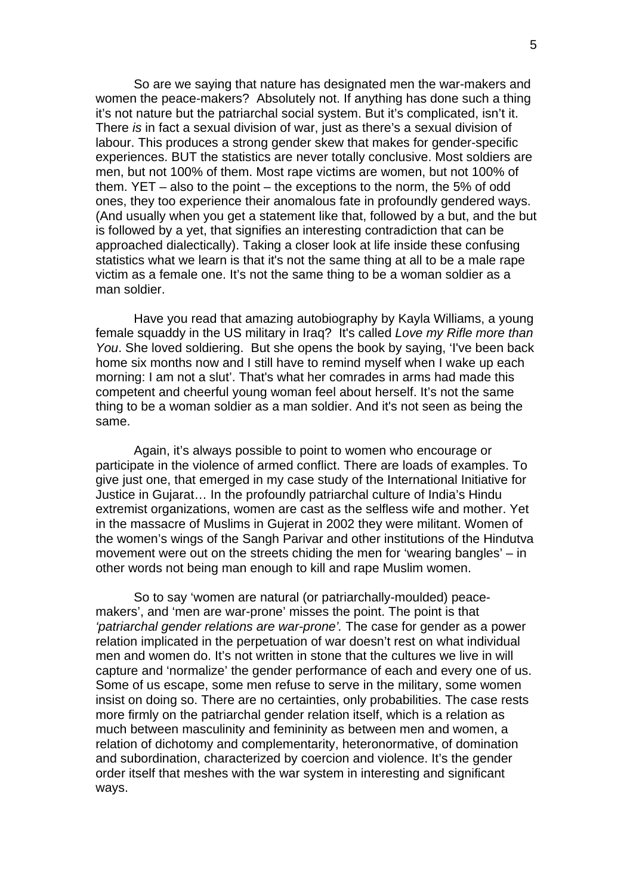So are we saying that nature has designated men the war-makers and women the peace-makers? Absolutely not. If anything has done such a thing it's not nature but the patriarchal social system. But it's complicated, isn't it. There *is* in fact a sexual division of war, just as there's a sexual division of labour. This produces a strong gender skew that makes for gender-specific experiences. BUT the statistics are never totally conclusive. Most soldiers are men, but not 100% of them. Most rape victims are women, but not 100% of them. YET – also to the point – the exceptions to the norm, the 5% of odd ones, they too experience their anomalous fate in profoundly gendered ways. (And usually when you get a statement like that, followed by a but, and the but is followed by a yet, that signifies an interesting contradiction that can be approached dialectically). Taking a closer look at life inside these confusing statistics what we learn is that it's not the same thing at all to be a male rape victim as a female one. It's not the same thing to be a woman soldier as a man soldier.

Have you read that amazing autobiography by Kayla Williams, a young female squaddy in the US military in Iraq? It's called *Love my Rifle more than You*. She loved soldiering. But she opens the book by saying, 'I've been back home six months now and I still have to remind myself when I wake up each morning: I am not a slut'. That's what her comrades in arms had made this competent and cheerful young woman feel about herself. It's not the same thing to be a woman soldier as a man soldier. And it's not seen as being the same.

Again, it's always possible to point to women who encourage or participate in the violence of armed conflict. There are loads of examples. To give just one, that emerged in my case study of the International Initiative for Justice in Gujarat… In the profoundly patriarchal culture of India's Hindu extremist organizations, women are cast as the selfless wife and mother. Yet in the massacre of Muslims in Gujerat in 2002 they were militant. Women of the women's wings of the Sangh Parivar and other institutions of the Hindutva movement were out on the streets chiding the men for 'wearing bangles' – in other words not being man enough to kill and rape Muslim women.

So to say 'women are natural (or patriarchally-moulded) peace-makers', and 'men are war-prone' misses the point. The point is that *'patriarchal gender relations are war-prone'.* The case for gender as a power relation implicated in the perpetuation of war doesn't rest on what individual men and women do. It's not written in stone that the cultures we live in will capture and 'normalize' the gender performance of each and every one of us. Some of us escape, some men refuse to serve in the military, some women insist on doing so. There are no certainties, only probabilities. The case rests more firmly on the patriarchal gender relation itself, which is a relation as much between masculinity and femininity as between men and women, a relation of dichotomy and complementarity, heteronormative, of domination and subordination, characterized by coercion and violence. It's the gender order itself that meshes with the war system in interesting and significant ways.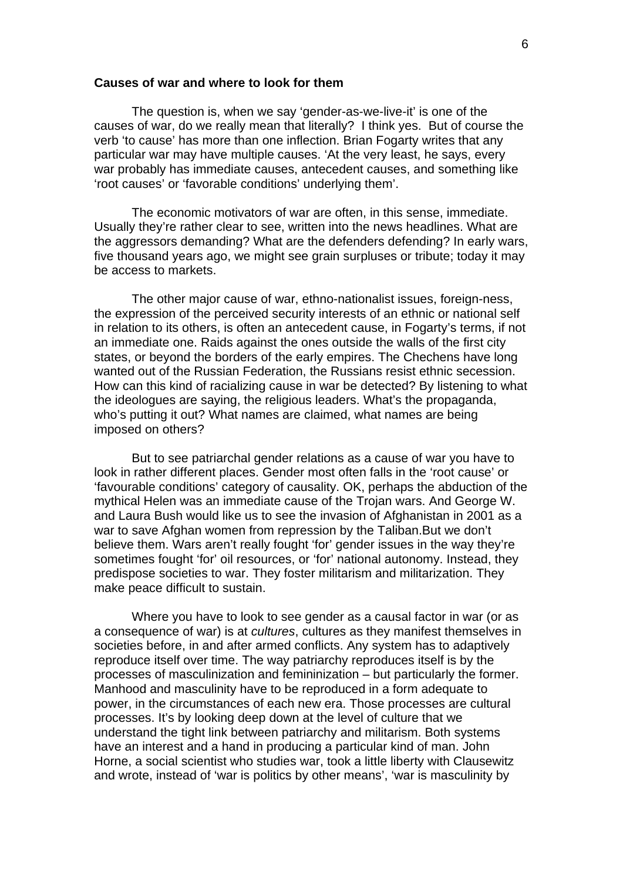**Causes of war and where to look for them**

The question is, when we say 'gender-as-we-live-it' is one of the causes of war, do we really mean that literally? I think yes. But of course the verb 'to cause' has more than one inflection. Brian Fogarty writes that any particular war may have multiple causes. 'At the very least, he says, every war probably has immediate causes, antecedent causes, and something like 'root causes' or 'favorable conditions' underlying them'.

The economic motivators of war are often, in this sense, immediate. Usually they're rather clear to see, written into the news headlines. What are the aggressors demanding? What are the defenders defending? In early wars, five thousand years ago, we might see grain surpluses or tribute; today it may be access to markets.

The other major cause of war, ethno-nationalist issues, foreign-ness, the expression of the perceived security interests of an ethnic or national self in relation to its others, is often an antecedent cause, in Fogarty's terms, if not an immediate one. Raids against the ones outside the walls of the first city states, or beyond the borders of the early empires. The Chechens have long wanted out of the Russian Federation, the Russians resist ethnic secession. How can this kind of racializing cause in war be detected? By listening to what the ideologues are saying, the religious leaders. What's the propaganda, who's putting it out? What names are claimed, what names are being imposed on others?

But to see patriarchal gender relations as a cause of war you have to look in rather different places. Gender most often falls in the 'root cause' or 'favourable conditions' category of causality. OK, perhaps the abduction of the mythical Helen was an immediate cause of the Trojan wars. And George W. and Laura Bush would like us to see the invasion of Afghanistan in 2001 as a war to save Afghan women from repression by the Taliban.But we don't believe them. Wars aren't really fought 'for' gender issues in the way they're sometimes fought 'for' oil resources, or 'for' national autonomy. Instead, they predispose societies to war. They foster militarism and militarization. They make peace difficult to sustain.

Where you have to look to see gender as a causal factor in war (or as a consequence of war) is at *cultures*, cultures as they manifest themselves in societies before, in and after armed conflicts. Any system has to adaptively reproduce itself over time. The way patriarchy reproduces itself is by the processes of masculinization and femininization – but particularly the former. Manhood and masculinity have to be reproduced in a form adequate to power, in the circumstances of each new era. Those processes are cultural processes. It's by looking deep down at the level of culture that we understand the tight link between patriarchy and militarism. Both systems have an interest and a hand in producing a particular kind of man. John Horne, a social scientist who studies war, took a little liberty with Clausewitz and wrote, instead of 'war is politics by other means', 'war is masculinity by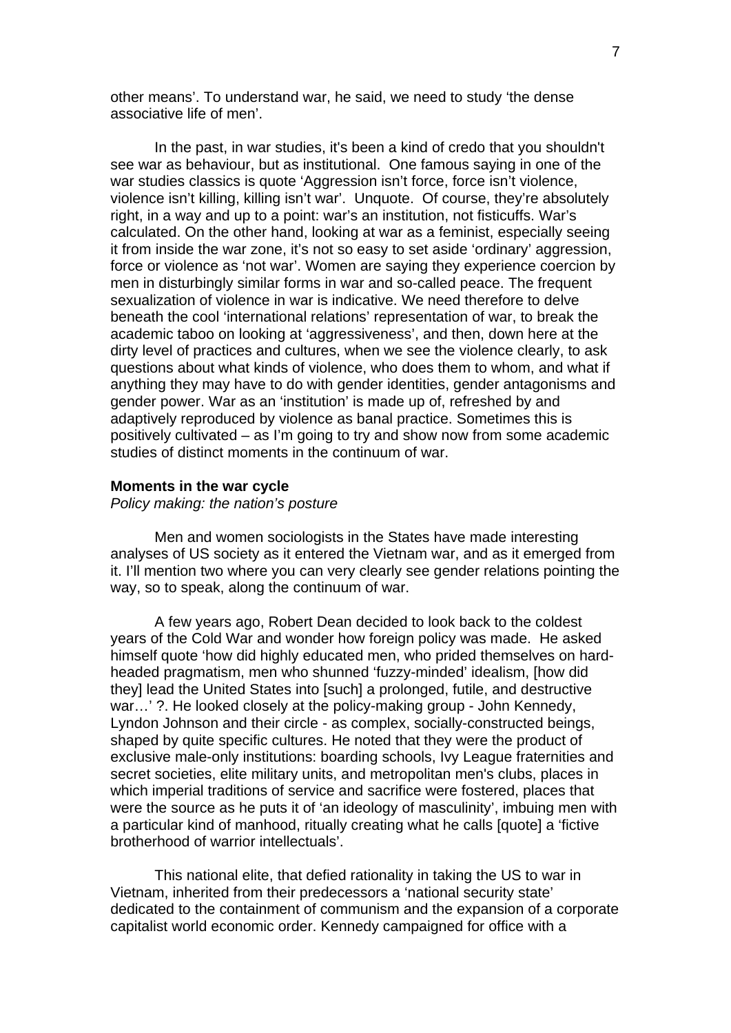other means'. To understand war, he said, we need to study 'the dense associative life of men'.

In the past, in war studies, it's been a kind of credo that you shouldn't see war as behaviour, but as institutional. One famous saying in one of the war studies classics is quote 'Aggression isn't force, force isn't violence, violence isn't killing, killing isn't war'. Unquote. Of course, they're absolutely right, in a way and up to a point: war's an institution, not fisticuffs. War's calculated. On the other hand, looking at war as a feminist, especially seeing it from inside the war zone, it's not so easy to set aside 'ordinary' aggression, force or violence as 'not war'. Women are saying they experience coercion by men in disturbingly similar forms in war and so-called peace. The frequent sexualization of violence in war is indicative. We need therefore to delve beneath the cool 'international relations' representation of war, to break the academic taboo on looking at 'aggressiveness', and then, down here at the dirty level of practices and cultures, when we see the violence clearly, to ask questions about what kinds of violence, who does them to whom, and what if anything they may have to do with gender identities, gender antagonisms and gender power. War as an 'institution' is made up of, refreshed by and adaptively reproduced by violence as banal practice. Sometimes this is positively cultivated – as I'm going to try and show now from some academic studies of distinct moments in the continuum of war.

**Moments in the war cycle**

*Policy making: the nation's posture*

Men and women sociologists in the States have made interesting analyses of US society as it entered the Vietnam war, and as it emerged from it. I'll mention two where you can very clearly see gender relations pointing the way, so to speak, along the continuum of war.

A few years ago, Robert Dean decided to look back to the coldest years of the Cold War and wonder how foreign policy was made. He asked himself quote 'how did highly educated men, who prided themselves on hard-headed pragmatism, men who shunned 'fuzzy-minded' idealism, [how did they] lead the United States into [such] a prolonged, futile, and destructive war…' ?. He looked closely at the policy-making group - John Kennedy, Lyndon Johnson and their circle - as complex, socially-constructed beings, shaped by quite specific cultures. He noted that they were the product of exclusive male-only institutions: boarding schools, Ivy League fraternities and secret societies, elite military units, and metropolitan men's clubs, places in which imperial traditions of service and sacrifice were fostered, places that were the source as he puts it of 'an ideology of masculinity', imbuing men with a particular kind of manhood, ritually creating what he calls [quote] a 'fictive brotherhood of warrior intellectuals'.

This national elite, that defied rationality in taking the US to war in Vietnam, inherited from their predecessors a 'national security state' dedicated to the containment of communism and the expansion of a corporate capitalist world economic order. Kennedy campaigned for office with a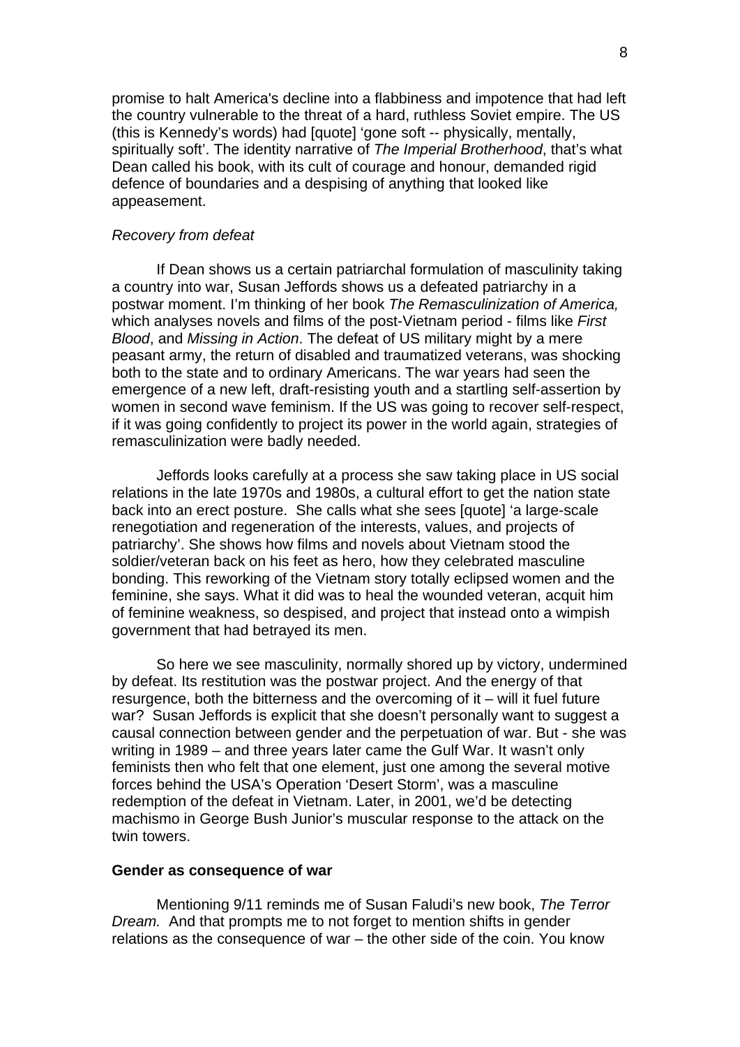promise to halt America's decline into a flabbiness and impotence that had left the country vulnerable to the threat of a hard, ruthless Soviet empire. The US (this is Kennedy's words) had [quote] 'gone soft -- physically, mentally, spiritually soft'. The identity narrative of *The Imperial Brotherhood*, that's what Dean called his book, with its cult of courage and honour, demanded rigid defence of boundaries and a despising of anything that looked like appeasement.

*Recovery from defeat*

If Dean shows us a certain patriarchal formulation of masculinity taking a country into war, Susan Jeffords shows us a defeated patriarchy in a postwar moment. I'm thinking of her book *The Remasculinization of America,* which analyses novels and films of the post-Vietnam period - films like *First Blood*, and *Missing in Action*. The defeat of US military might by a mere peasant army, the return of disabled and traumatized veterans, was shocking both to the state and to ordinary Americans. The war years had seen the emergence of a new left, draft-resisting youth and a startling self-assertion by women in second wave feminism. If the US was going to recover self-respect, if it was going confidently to project its power in the world again, strategies of remasculinization were badly needed.

Jeffords looks carefully at a process she saw taking place in US social relations in the late 1970s and 1980s, a cultural effort to get the nation state back into an erect posture. She calls what she sees [quote] 'a large-scale renegotiation and regeneration of the interests, values, and projects of patriarchy'. She shows how films and novels about Vietnam stood the soldier/veteran back on his feet as hero, how they celebrated masculine bonding. This reworking of the Vietnam story totally eclipsed women and the feminine, she says. What it did was to heal the wounded veteran, acquit him of feminine weakness, so despised, and project that instead onto a wimpish government that had betrayed its men.

So here we see masculinity, normally shored up by victory, undermined by defeat. Its restitution was the postwar project. And the energy of that resurgence, both the bitterness and the overcoming of it – will it fuel future war? Susan Jeffords is explicit that she doesn't personally want to suggest a causal connection between gender and the perpetuation of war. But - she was writing in 1989 – and three years later came the Gulf War. It wasn't only feminists then who felt that one element, just one among the several motive forces behind the USA's Operation 'Desert Storm', was a masculine redemption of the defeat in Vietnam. Later, in 2001, we'd be detecting machismo in George Bush Junior's muscular response to the attack on the twin towers.

**Gender as consequence of war**

Mentioning 9/11 reminds me of Susan Faludi's new book, *The Terror Dream.* And that prompts me to not forget to mention shifts in gender relations as the consequence of war – the other side of the coin. You know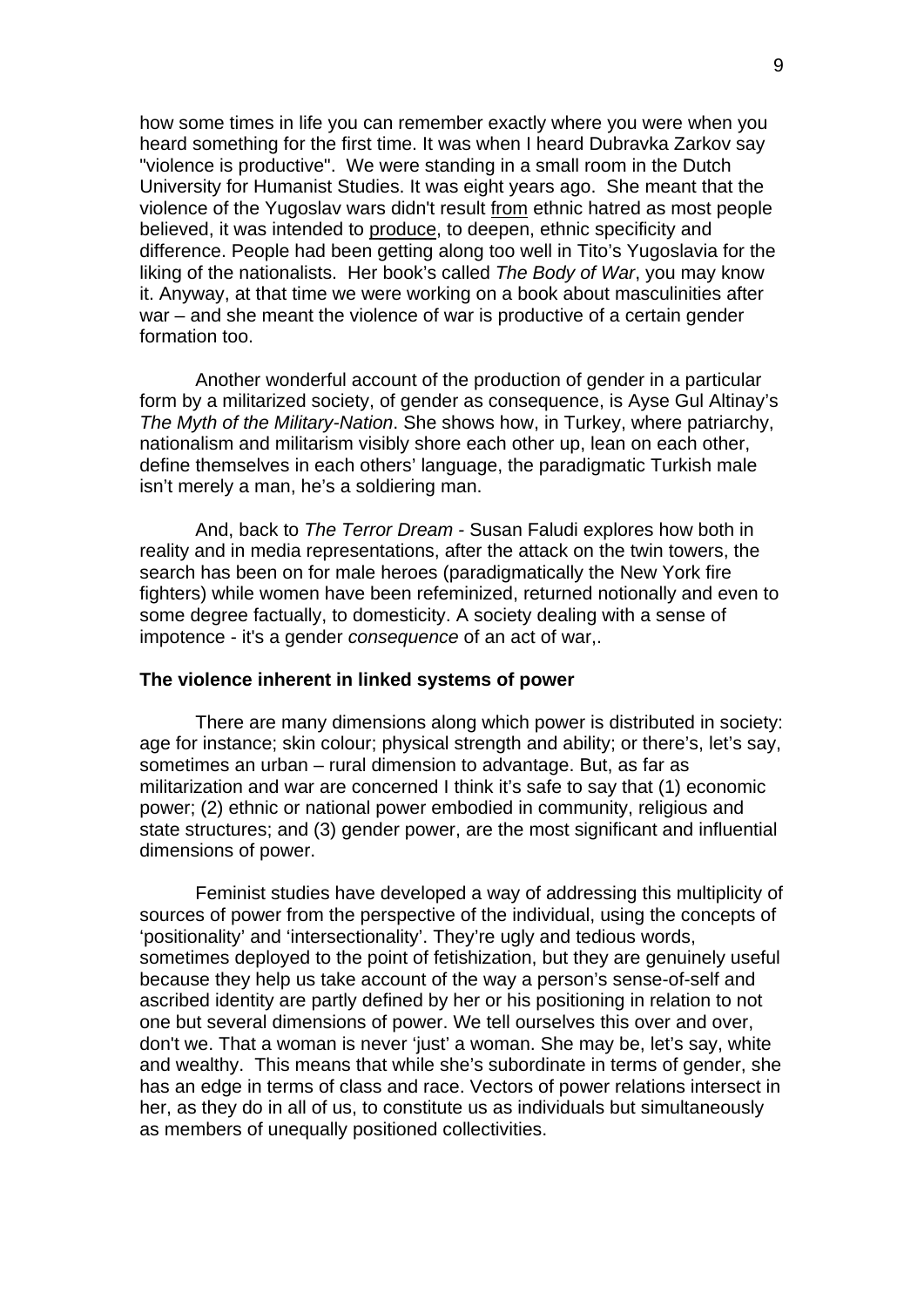how some times in life you can remember exactly where you were when you heard something for the first time. It was when I heard Dubravka Zarkov say "violence is productive". We were standing in a small room in the Dutch University for Humanist Studies. It was eight years ago. She meant that the violence of the Yugoslav wars didn't result <u>from</u> ethnic hatred as most people believed, it was intended to <u>produce</u>, to deepen, ethnic specificity and difference. People had been getting along too well in Tito's Yugoslavia for the liking of the nationalists. Her book's called *The Body of War*, you may know it. Anyway, at that time we were working on a book about masculinities after war – and she meant the violence of war is productive of a certain gender formation too.

Another wonderful account of the production of gender in a particular form by a militarized society, of gender as consequence, is Ayse Gul Altinay's *The Myth of the Military-Nation*. She shows how, in Turkey, where patriarchy, nationalism and militarism visibly shore each other up, lean on each other, define themselves in each others' language, the paradigmatic Turkish male isn't merely a man, he's a soldiering man.

And, back to *The Terror Dream* - Susan Faludi explores how both in reality and in media representations, after the attack on the twin towers, the search has been on for male heroes (paradigmatically the New York fire fighters) while women have been refeminized, returned notionally and even to some degree factually, to domesticity. A society dealing with a sense of impotence - it's a gender *consequence* of an act of war,.

**The violence inherent in linked systems of power**

There are many dimensions along which power is distributed in society: age for instance; skin colour; physical strength and ability; or there's, let's say, sometimes an urban – rural dimension to advantage. But, as far as militarization and war are concerned I think it's safe to say that (1) economic power; (2) ethnic or national power embodied in community, religious and state structures; and (3) gender power, are the most significant and influential dimensions of power.

Feminist studies have developed a way of addressing this multiplicity of sources of power from the perspective of the individual, using the concepts of 'positionality' and 'intersectionality'. They're ugly and tedious words, sometimes deployed to the point of fetishization, but they are genuinely useful because they help us take account of the way a person's sense-of-self and ascribed identity are partly defined by her or his positioning in relation to not one but several dimensions of power. We tell ourselves this over and over, don't we. That a woman is never 'just' a woman. She may be, let's say, white and wealthy. This means that while she's subordinate in terms of gender, she has an edge in terms of class and race. Vectors of power relations intersect in her, as they do in all of us, to constitute us as individuals but simultaneously as members of unequally positioned collectivities.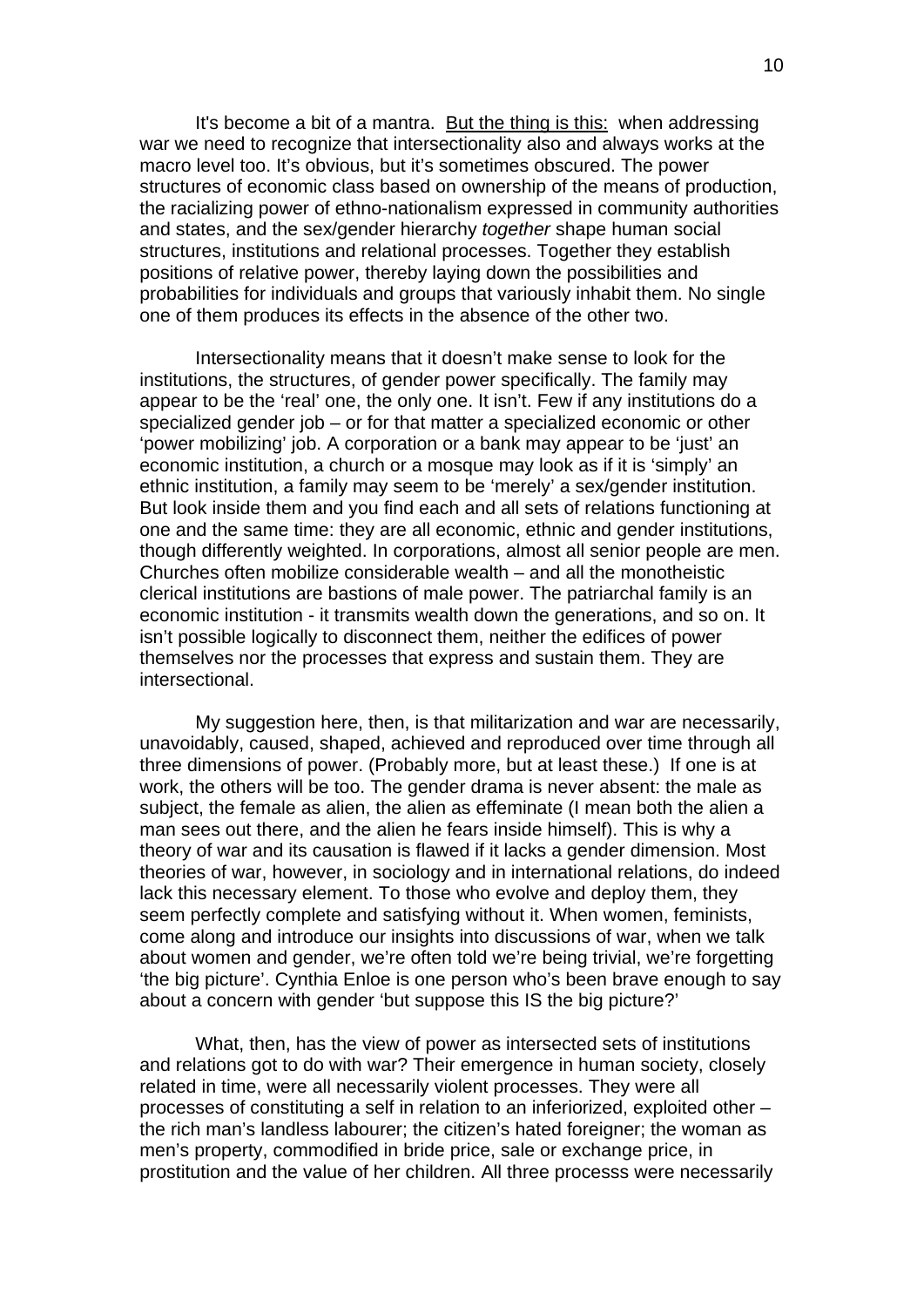It's become a bit of a mantra. <u>But the thing is this:</u> when addressing war we need to recognize that intersectionality also and always works at the macro level too. It's obvious, but it's sometimes obscured. The power structures of economic class based on ownership of the means of production, the racializing power of ethno-nationalism expressed in community authorities and states, and the sex/gender hierarchy *together* shape human social structures, institutions and relational processes. Together they establish positions of relative power, thereby laying down the possibilities and probabilities for individuals and groups that variously inhabit them. No single one of them produces its effects in the absence of the other two.

Intersectionality means that it doesn't make sense to look for the institutions, the structures, of gender power specifically. The family may appear to be the 'real' one, the only one. It isn't. Few if any institutions do a specialized gender job – or for that matter a specialized economic or other 'power mobilizing' job. A corporation or a bank may appear to be 'just' an economic institution, a church or a mosque may look as if it is 'simply' an ethnic institution, a family may seem to be 'merely' a sex/gender institution. But look inside them and you find each and all sets of relations functioning at one and the same time: they are all economic, ethnic and gender institutions, though differently weighted. In corporations, almost all senior people are men. Churches often mobilize considerable wealth – and all the monotheistic clerical institutions are bastions of male power. The patriarchal family is an economic institution - it transmits wealth down the generations, and so on. It isn't possible logically to disconnect them, neither the edifices of power themselves nor the processes that express and sustain them. They are intersectional.

My suggestion here, then, is that militarization and war are necessarily, unavoidably, caused, shaped, achieved and reproduced over time through all three dimensions of power. (Probably more, but at least these.) If one is at work, the others will be too. The gender drama is never absent: the male as subject, the female as alien, the alien as effeminate (I mean both the alien a man sees out there, and the alien he fears inside himself). This is why a theory of war and its causation is flawed if it lacks a gender dimension. Most theories of war, however, in sociology and in international relations, do indeed lack this necessary element. To those who evolve and deploy them, they seem perfectly complete and satisfying without it. When women, feminists, come along and introduce our insights into discussions of war, when we talk about women and gender, we're often told we're being trivial, we're forgetting 'the big picture'. Cynthia Enloe is one person who's been brave enough to say about a concern with gender 'but suppose this IS the big picture?'

What, then, has the view of power as intersected sets of institutions and relations got to do with war? Their emergence in human society, closely related in time, were all necessarily violent processes. They were all processes of constituting a self in relation to an inferiorized, exploited other – the rich man's landless labourer; the citizen's hated foreigner; the woman as men's property, commodified in bride price, sale or exchange price, in prostitution and the value of her children. All three processs were necessarily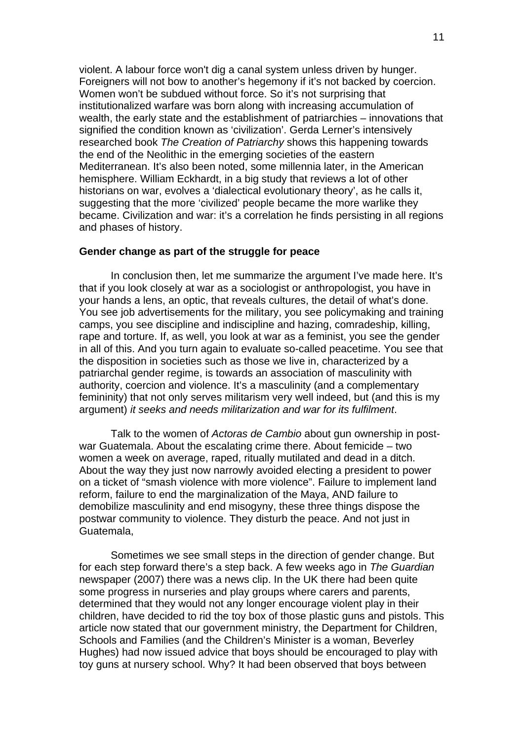violent. A labour force won't dig a canal system unless driven by hunger. Foreigners will not bow to another's hegemony if it's not backed by coercion. Women won't be subdued without force. So it's not surprising that institutionalized warfare was born along with increasing accumulation of wealth, the early state and the establishment of patriarchies – innovations that signified the condition known as 'civilization'. Gerda Lerner's intensively researched book *The Creation of Patriarchy* shows this happening towards the end of the Neolithic in the emerging societies of the eastern Mediterranean. It's also been noted, some millennia later, in the American hemisphere. William Eckhardt, in a big study that reviews a lot of other historians on war, evolves a 'dialectical evolutionary theory', as he calls it, suggesting that the more 'civilized' people became the more warlike they became. Civilization and war: it's a correlation he finds persisting in all regions and phases of history.

**Gender change as part of the struggle for peace**

In conclusion then, let me summarize the argument I've made here. It's that if you look closely at war as a sociologist or anthropologist, you have in your hands a lens, an optic, that reveals cultures, the detail of what's done. You see job advertisements for the military, you see policymaking and training camps, you see discipline and indiscipline and hazing, comradeship, killing, rape and torture. If, as well, you look at war as a feminist, you see the gender in all of this. And you turn again to evaluate so-called peacetime. You see that the disposition in societies such as those we live in, characterized by a patriarchal gender regime, is towards an association of masculinity with authority, coercion and violence. It's a masculinity (and a complementary femininity) that not only serves militarism very well indeed, but (and this is my argument) *it seeks and needs militarization and war for its fulfilment*.

Talk to the women of *Actoras de Cambio* about gun ownership in post-war Guatemala. About the escalating crime there. About femicide – two women a week on average, raped, ritually mutilated and dead in a ditch. About the way they just now narrowly avoided electing a president to power on a ticket of "smash violence with more violence". Failure to implement land reform, failure to end the marginalization of the Maya, AND failure to demobilize masculinity and end misogyny, these three things dispose the postwar community to violence. They disturb the peace. And not just in Guatemala,

Sometimes we see small steps in the direction of gender change. But for each step forward there's a step back. A few weeks ago in *The Guardian* newspaper (2007) there was a news clip. In the UK there had been quite some progress in nurseries and play groups where carers and parents, determined that they would not any longer encourage violent play in their children, have decided to rid the toy box of those plastic guns and pistols. This article now stated that our government ministry, the Department for Children, Schools and Families (and the Children's Minister is a woman, Beverley Hughes) had now issued advice that boys should be encouraged to play with toy guns at nursery school. Why? It had been observed that boys between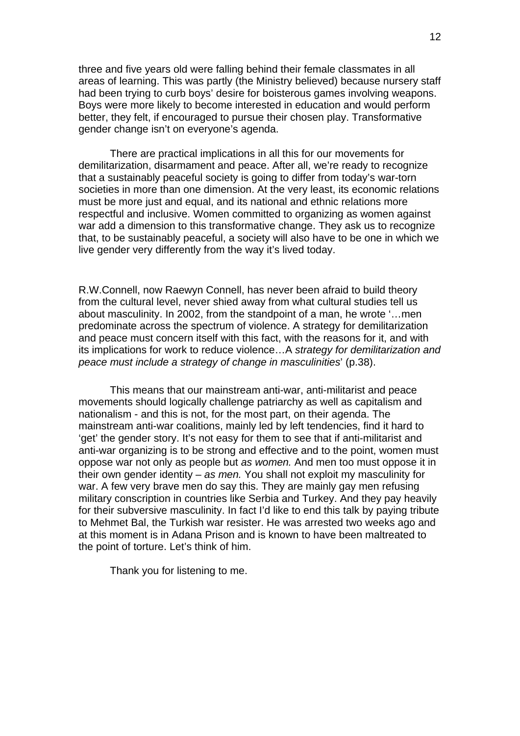three and five years old were falling behind their female classmates in all areas of learning. This was partly (the Ministry believed) because nursery staff had been trying to curb boys' desire for boisterous games involving weapons. Boys were more likely to become interested in education and would perform better, they felt, if encouraged to pursue their chosen play. Transformative gender change isn't on everyone's agenda.

There are practical implications in all this for our movements for demilitarization, disarmament and peace. After all, we're ready to recognize that a sustainably peaceful society is going to differ from today's war-torn societies in more than one dimension. At the very least, its economic relations must be more just and equal, and its national and ethnic relations more respectful and inclusive. Women committed to organizing as women against war add a dimension to this transformative change. They ask us to recognize that, to be sustainably peaceful, a society will also have to be one in which we live gender very differently from the way it's lived today.

R.W.Connell, now Raewyn Connell, has never been afraid to build theory from the cultural level, never shied away from what cultural studies tell us about masculinity. In 2002, from the standpoint of a man, he wrote '…men predominate across the spectrum of violence. A strategy for demilitarization and peace must concern itself with this fact, with the reasons for it, and with its implications for work to reduce violence…A *strategy for demilitarization and peace must include a strategy of change in masculinities*' (p.38).

This means that our mainstream anti-war, anti-militarist and peace movements should logically challenge patriarchy as well as capitalism and nationalism - and this is not, for the most part, on their agenda. The mainstream anti-war coalitions, mainly led by left tendencies, find it hard to 'get' the gender story. It's not easy for them to see that if anti-militarist and anti-war organizing is to be strong and effective and to the point, women must oppose war not only as people but *as women.* And men too must oppose it in their own gender identity – *as men.* You shall not exploit my masculinity for war. A few very brave men do say this. They are mainly gay men refusing military conscription in countries like Serbia and Turkey. And they pay heavily for their subversive masculinity. In fact I'd like to end this talk by paying tribute to Mehmet Bal, the Turkish war resister. He was arrested two weeks ago and at this moment is in Adana Prison and is known to have been maltreated to the point of torture. Let's think of him.

Thank you for listening to me.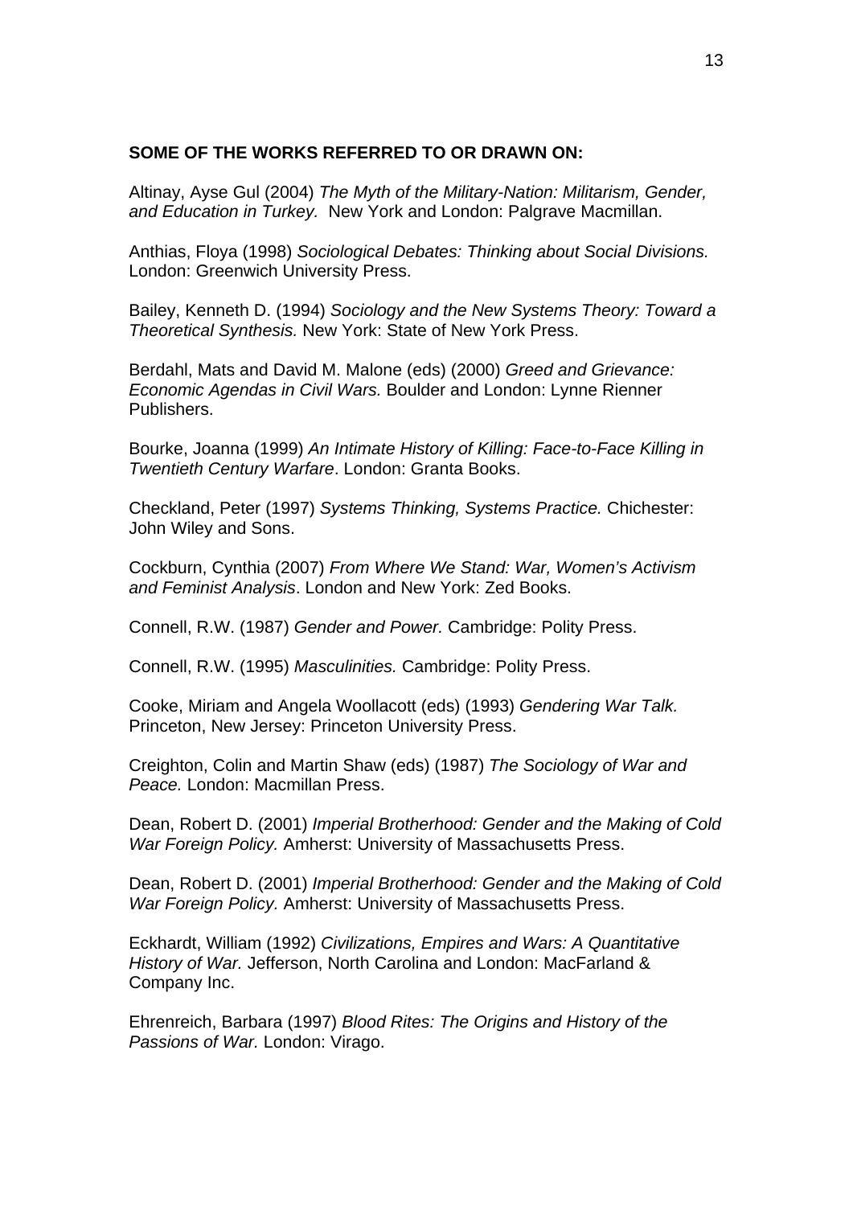**SOME OF THE WORKS REFERRED TO OR DRAWN ON:**

Altinay, Ayse Gul (2004) *The Myth of the Military-Nation: Militarism, Gender, and Education in Turkey.* New York and London: Palgrave Macmillan.

Anthias, Floya (1998) *Sociological Debates: Thinking about Social Divisions.* London: Greenwich University Press.

Bailey, Kenneth D. (1994) *Sociology and the New Systems Theory: Toward a Theoretical Synthesis.* New York: State of New York Press.

Berdahl, Mats and David M. Malone (eds) (2000) *Greed and Grievance: Economic Agendas in Civil Wars.* Boulder and London: Lynne Rienner Publishers.

Bourke, Joanna (1999) *An Intimate History of Killing: Face-to-Face Killing in Twentieth Century Warfare*. London: Granta Books.

Checkland, Peter (1997) *Systems Thinking, Systems Practice.* Chichester: John Wiley and Sons.

Cockburn, Cynthia (2007) *From Where We Stand: War, Women's Activism and Feminist Analysis*. London and New York: Zed Books.

Connell, R.W. (1987) *Gender and Power.* Cambridge: Polity Press.

Connell, R.W. (1995) *Masculinities.* Cambridge: Polity Press.

Cooke, Miriam and Angela Woollacott (eds) (1993) *Gendering War Talk.* Princeton, New Jersey: Princeton University Press.

Creighton, Colin and Martin Shaw (eds) (1987) *The Sociology of War and Peace.* London: Macmillan Press.

Dean, Robert D. (2001) *Imperial Brotherhood: Gender and the Making of Cold War Foreign Policy.* Amherst: University of Massachusetts Press.

Dean, Robert D. (2001) *Imperial Brotherhood: Gender and the Making of Cold War Foreign Policy.* Amherst: University of Massachusetts Press.

Eckhardt, William (1992) *Civilizations, Empires and Wars: A Quantitative History of War.* Jefferson, North Carolina and London: MacFarland & Company Inc.

Ehrenreich, Barbara (1997) *Blood Rites: The Origins and History of the Passions of War.* London: Virago.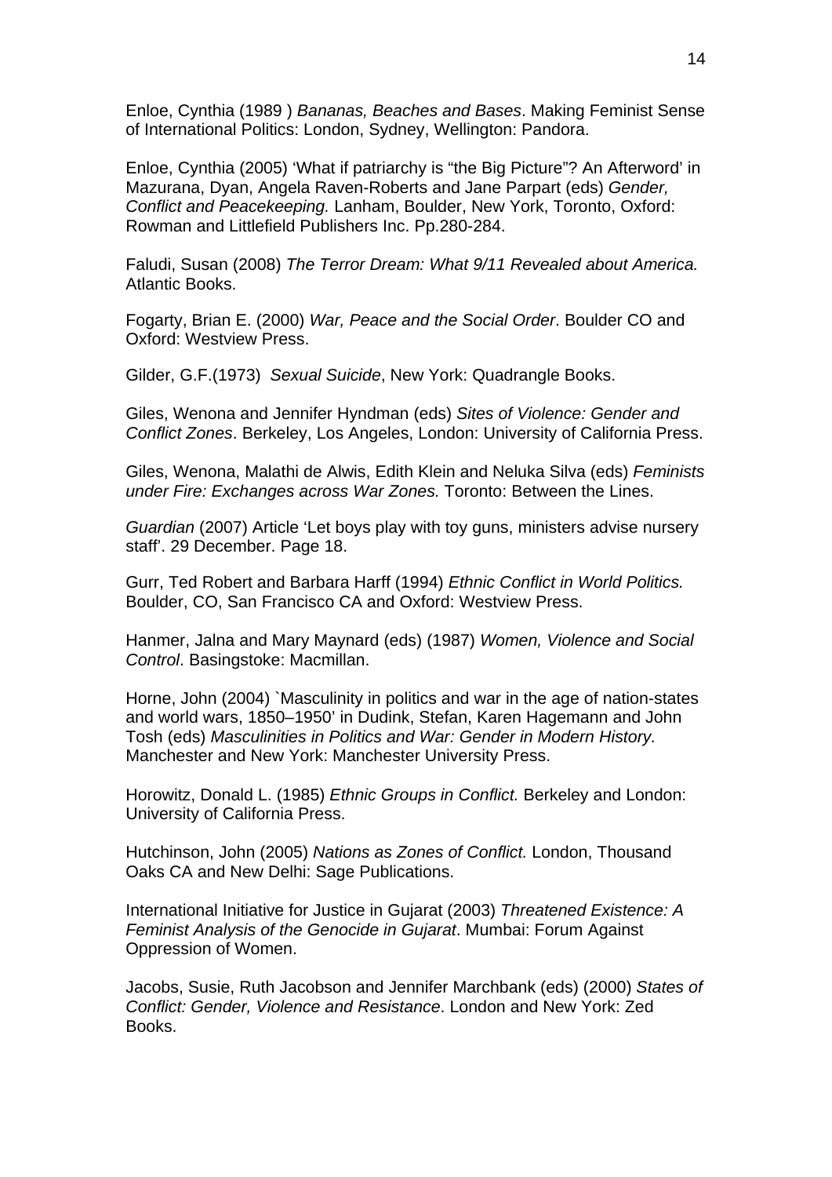Enloe, Cynthia (1989 ) *Bananas, Beaches and Bases*. Making Feminist Sense of International Politics: London, Sydney, Wellington: Pandora.

Enloe, Cynthia (2005) 'What if patriarchy is "the Big Picture"? An Afterword' in Mazurana, Dyan, Angela Raven-Roberts and Jane Parpart (eds) *Gender, Conflict and Peacekeeping.* Lanham, Boulder, New York, Toronto, Oxford: Rowman and Littlefield Publishers Inc. Pp.280-284.

Faludi, Susan (2008) *The Terror Dream: What 9/11 Revealed about America.* Atlantic Books.

Fogarty, Brian E. (2000) *War, Peace and the Social Order*. Boulder CO and Oxford: Westview Press.

Gilder, G.F.(1973) *Sexual Suicide*, New York: Quadrangle Books.

Giles, Wenona and Jennifer Hyndman (eds) *Sites of Violence: Gender and Conflict Zones*. Berkeley, Los Angeles, London: University of California Press.

Giles, Wenona, Malathi de Alwis, Edith Klein and Neluka Silva (eds) *Feminists under Fire: Exchanges across War Zones.* Toronto: Between the Lines.

*Guardian* (2007) Article 'Let boys play with toy guns, ministers advise nursery staff'. 29 December. Page 18.

Gurr, Ted Robert and Barbara Harff (1994) *Ethnic Conflict in World Politics.* Boulder, CO, San Francisco CA and Oxford: Westview Press.

Hanmer, Jalna and Mary Maynard (eds) (1987) *Women, Violence and Social Control*. Basingstoke: Macmillan.

Horne, John (2004) `Masculinity in politics and war in the age of nation-states and world wars, 1850–1950' in Dudink, Stefan, Karen Hagemann and John Tosh (eds) *Masculinities in Politics and War: Gender in Modern History.* Manchester and New York: Manchester University Press.

Horowitz, Donald L. (1985) *Ethnic Groups in Conflict.* Berkeley and London: University of California Press.

Hutchinson, John (2005) *Nations as Zones of Conflict.* London, Thousand Oaks CA and New Delhi: Sage Publications.

International Initiative for Justice in Gujarat (2003) *Threatened Existence: A Feminist Analysis of the Genocide in Gujarat*. Mumbai: Forum Against Oppression of Women.

Jacobs, Susie, Ruth Jacobson and Jennifer Marchbank (eds) (2000) *States of Conflict: Gender, Violence and Resistance*. London and New York: Zed Books.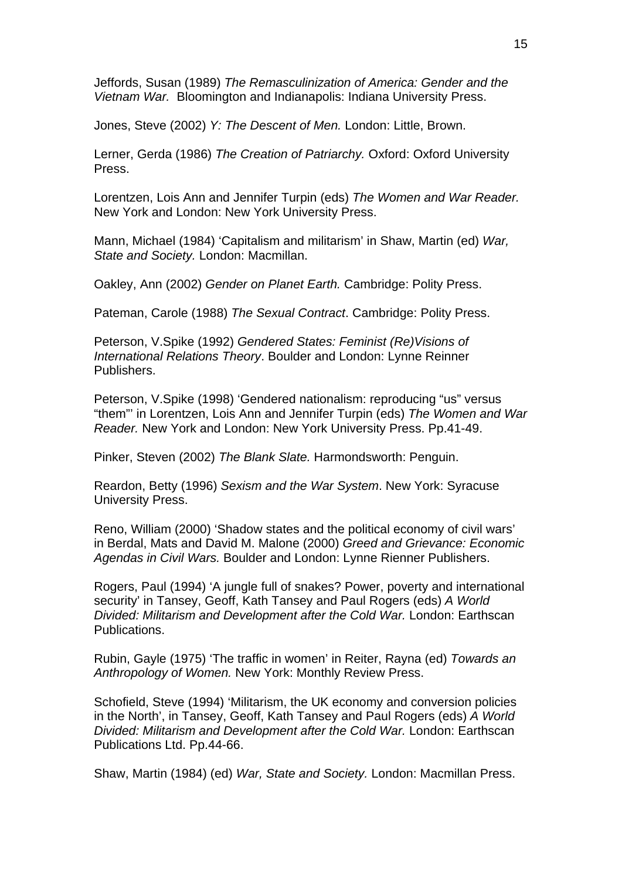Jeffords, Susan (1989) *The Remasculinization of America: Gender and the Vietnam War.* Bloomington and Indianapolis: Indiana University Press.

Jones, Steve (2002) *Y: The Descent of Men.* London: Little, Brown.

Lerner, Gerda (1986) *The Creation of Patriarchy.* Oxford: Oxford University Press.

Lorentzen, Lois Ann and Jennifer Turpin (eds) *The Women and War Reader.* New York and London: New York University Press.

Mann, Michael (1984) 'Capitalism and militarism' in Shaw, Martin (ed) *War, State and Society.* London: Macmillan.

Oakley, Ann (2002) *Gender on Planet Earth.* Cambridge: Polity Press.

Pateman, Carole (1988) *The Sexual Contract*. Cambridge: Polity Press.

Peterson, V.Spike (1992) *Gendered States: Feminist (Re)Visions of International Relations Theory*. Boulder and London: Lynne Reinner Publishers.

Peterson, V.Spike (1998) 'Gendered nationalism: reproducing "us" versus "them"' in Lorentzen, Lois Ann and Jennifer Turpin (eds) *The Women and War Reader.* New York and London: New York University Press. Pp.41-49.

Pinker, Steven (2002) *The Blank Slate.* Harmondsworth: Penguin.

Reardon, Betty (1996) *Sexism and the War System*. New York: Syracuse University Press.

Reno, William (2000) 'Shadow states and the political economy of civil wars' in Berdal, Mats and David M. Malone (2000) *Greed and Grievance: Economic Agendas in Civil Wars.* Boulder and London: Lynne Rienner Publishers.

Rogers, Paul (1994) 'A jungle full of snakes? Power, poverty and international security' in Tansey, Geoff, Kath Tansey and Paul Rogers (eds) *A World Divided: Militarism and Development after the Cold War.* London: Earthscan Publications.

Rubin, Gayle (1975) 'The traffic in women' in Reiter, Rayna (ed) *Towards an Anthropology of Women.* New York: Monthly Review Press.

Schofield, Steve (1994) 'Militarism, the UK economy and conversion policies in the North', in Tansey, Geoff, Kath Tansey and Paul Rogers (eds) *A World Divided: Militarism and Development after the Cold War.* London: Earthscan Publications Ltd. Pp.44-66.

Shaw, Martin (1984) (ed) *War, State and Society.* London: Macmillan Press.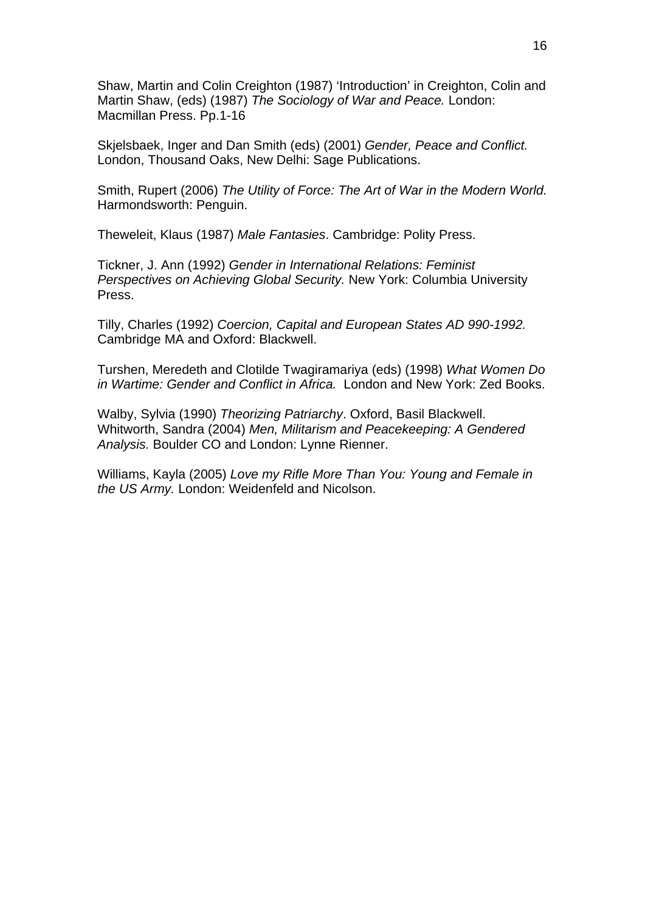Shaw, Martin and Colin Creighton (1987) ‘Introduction’ in Creighton, Colin and Martin Shaw, (eds) (1987) *The Sociology of War and Peace.* London: Macmillan Press. Pp.1-16

Skjelsbaek, Inger and Dan Smith (eds) (2001) *Gender, Peace and Conflict.* London, Thousand Oaks, New Delhi: Sage Publications.

Smith, Rupert (2006) *The Utility of Force: The Art of War in the Modern World.* Harmondsworth: Penguin.

Theweleit, Klaus (1987) *Male Fantasies*. Cambridge: Polity Press.

Tickner, J. Ann (1992) *Gender in International Relations: Feminist Perspectives on Achieving Global Security.* New York: Columbia University Press.

Tilly, Charles (1992) *Coercion, Capital and European States AD 990-1992.* Cambridge MA and Oxford: Blackwell.

Turshen, Meredeth and Clotilde Twagiramariya (eds) (1998) *What Women Do in Wartime: Gender and Conflict in Africa.* London and New York: Zed Books.

Walby, Sylvia (1990) *Theorizing Patriarchy*. Oxford, Basil Blackwell.
Whitworth, Sandra (2004) *Men, Militarism and Peacekeeping: A Gendered Analysis.* Boulder CO and London: Lynne Rienner.

Williams, Kayla (2005) *Love my Rifle More Than You: Young and Female in the US Army.* London: Weidenfeld and Nicolson.